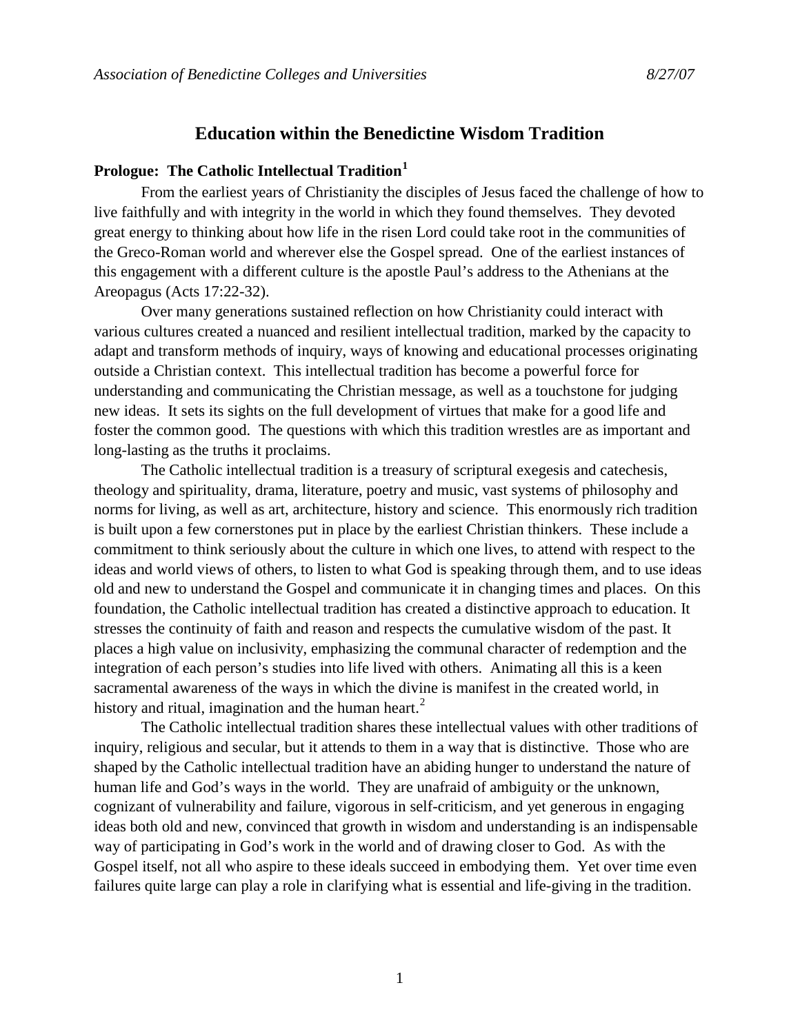# Education within the Benedictine Wisdom Tradition

## Prologue: The Catholic Intellectual Tradition[1]

From the earliest years of Christianity the disciples of Jesus faced the challenge of how to live faithfully and with integrity in the world in which they found themselves. They devoted great energy to thinking about how life in the risen Lord could take root in the communities of the Greco-Roman world and wherever else the Gospel spread. One of the earliest instances of this engagement with a different culture is the apostle Paul's address to the Athenians at the Areopagus (Acts 17:22-32).

Over many generations sustained reflection on how Christianity could interact with various cultures created a nuanced and resilient intellectual tradition, marked by the capacity to adapt and transform methods of inquiry, ways of knowing and educational processes originating outside a Christian context. This intellectual tradition has become a powerful force for understanding and communicating the Christian message, as well as a touchstone for judging new ideas. It sets its sights on the full development of virtues that make for a good life and foster the common good. The questions with which this tradition wrestles are as important and long-lasting as the truths it proclaims.

The Catholic intellectual tradition is a treasury of scriptural exegesis and catechesis, theology and spirituality, drama, literature, poetry and music, vast systems of philosophy and norms for living, as well as art, architecture, history and science. This enormously rich tradition is built upon a few cornerstones put in place by the earliest Christian thinkers. These include a commitment to think seriously about the culture in which one lives, to attend with respect to the ideas and world views of others, to listen to what God is speaking through them, and to use ideas old and new to understand the Gospel and communicate it in changing times and places. On this foundation, the Catholic intellectual tradition has created a distinctive approach to education. It stresses the continuity of faith and reason and respects the cumulative wisdom of the past. It places a high value on inclusivity, emphasizing the communal character of redemption and the integration of each person's studies into life lived with others. Animating all this is a keen sacramental awareness of the ways in which the divine is manifest in the created world, in history and ritual, imagination and the human heart.[2]

The Catholic intellectual tradition shares these intellectual values with other traditions of inquiry, religious and secular, but it attends to them in a way that is distinctive. Those who are shaped by the Catholic intellectual tradition have an abiding hunger to understand the nature of human life and God's ways in the world. They are unafraid of ambiguity or the unknown, cognizant of vulnerability and failure, vigorous in self-criticism, and yet generous in engaging ideas both old and new, convinced that growth in wisdom and understanding is an indispensable way of participating in God's work in the world and of drawing closer to God. As with the Gospel itself, not all who aspire to these ideals succeed in embodying them. Yet over time even failures quite large can play a role in clarifying what is essential and life-giving in the tradition.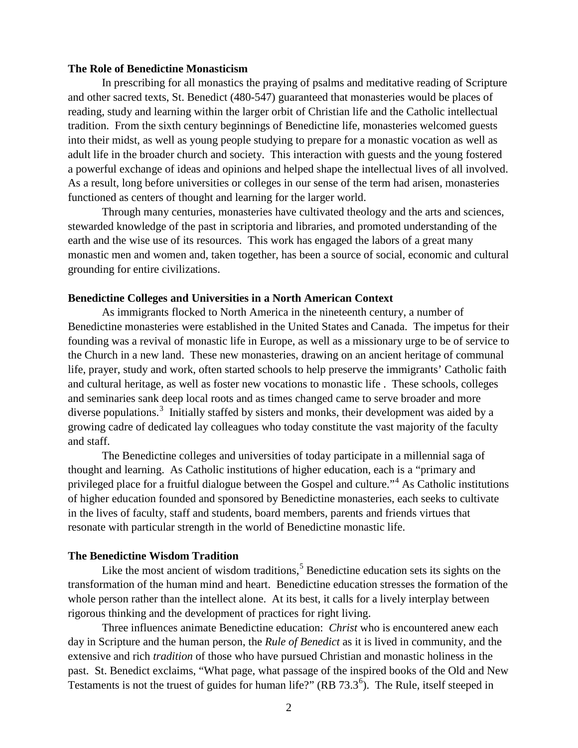## The Role of Benedictine Monasticism

In prescribing for all monastics the praying of psalms and meditative reading of Scripture and other sacred texts, St. Benedict (480-547) guaranteed that monasteries would be places of reading, study and learning within the larger orbit of Christian life and the Catholic intellectual tradition. From the sixth century beginnings of Benedictine life, monasteries welcomed guests into their midst, as well as young people studying to prepare for a monastic vocation as well as adult life in the broader church and society. This interaction with guests and the young fostered a powerful exchange of ideas and opinions and helped shape the intellectual lives of all involved. As a result, long before universities or colleges in our sense of the term had arisen, monasteries functioned as centers of thought and learning for the larger world.

Through many centuries, monasteries have cultivated theology and the arts and sciences, stewarded knowledge of the past in scriptoria and libraries, and promoted understanding of the earth and the wise use of its resources. This work has engaged the labors of a great many monastic men and women and, taken together, has been a source of social, economic and cultural grounding for entire civilizations.

## Benedictine Colleges and Universities in a North American Context

As immigrants flocked to North America in the nineteenth century, a number of Benedictine monasteries were established in the United States and Canada. The impetus for their founding was a revival of monastic life in Europe, as well as a missionary urge to be of service to the Church in a new land. These new monasteries, drawing on an ancient heritage of communal life, prayer, study and work, often started schools to help preserve the immigrants' Catholic faith and cultural heritage, as well as foster new vocations to monastic life . These schools, colleges and seminaries sank deep local roots and as times changed came to serve broader and more diverse populations.[3] Initially staffed by sisters and monks, their development was aided by a growing cadre of dedicated lay colleagues who today constitute the vast majority of the faculty and staff.

The Benedictine colleges and universities of today participate in a millennial saga of thought and learning. As Catholic institutions of higher education, each is a "primary and privileged place for a fruitful dialogue between the Gospel and culture."[4] As Catholic institutions of higher education founded and sponsored by Benedictine monasteries, each seeks to cultivate in the lives of faculty, staff and students, board members, parents and friends virtues that resonate with particular strength in the world of Benedictine monastic life.

## The Benedictine Wisdom Tradition

Like the most ancient of wisdom traditions,[5] Benedictine education sets its sights on the transformation of the human mind and heart. Benedictine education stresses the formation of the whole person rather than the intellect alone. At its best, it calls for a lively interplay between rigorous thinking and the development of practices for right living.

Three influences animate Benedictine education: *Christ* who is encountered anew each day in Scripture and the human person, the *Rule of Benedict* as it is lived in community, and the extensive and rich *tradition* of those who have pursued Christian and monastic holiness in the past. St. Benedict exclaims, "What page, what passage of the inspired books of the Old and New Testaments is not the truest of guides for human life?" (RB 73.3[6]). The Rule, itself steeped in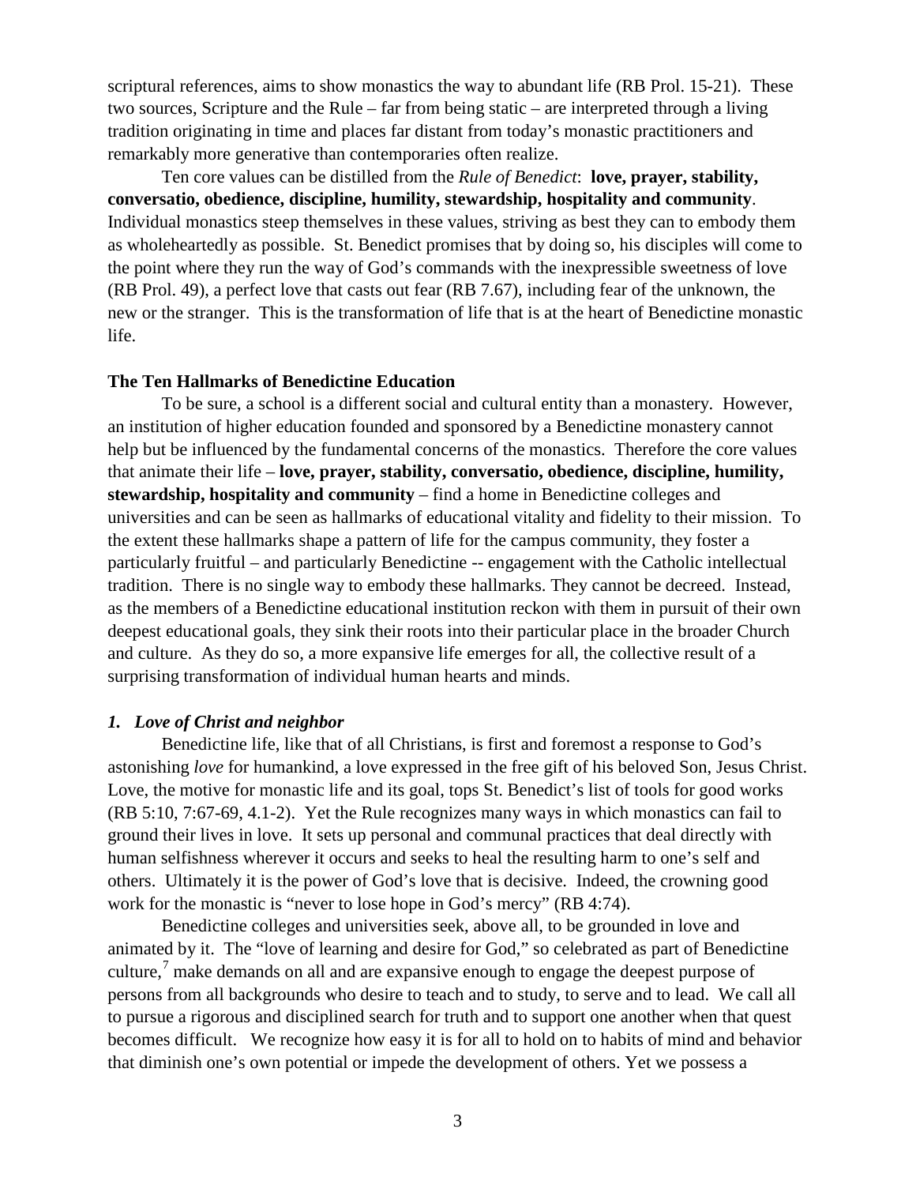scriptural references, aims to show monastics the way to abundant life (RB Prol. 15-21). These two sources, Scripture and the Rule – far from being static – are interpreted through a living tradition originating in time and places far distant from today's monastic practitioners and remarkably more generative than contemporaries often realize.

Ten core values can be distilled from the *Rule of Benedict*: **love, prayer, stability, conversatio, obedience, discipline, humility, stewardship, hospitality and community**. Individual monastics steep themselves in these values, striving as best they can to embody them as wholeheartedly as possible. St. Benedict promises that by doing so, his disciples will come to the point where they run the way of God's commands with the inexpressible sweetness of love (RB Prol. 49), a perfect love that casts out fear (RB 7.67), including fear of the unknown, the new or the stranger. This is the transformation of life that is at the heart of Benedictine monastic life.

### The Ten Hallmarks of Benedictine Education

To be sure, a school is a different social and cultural entity than a monastery. However, an institution of higher education founded and sponsored by a Benedictine monastery cannot help but be influenced by the fundamental concerns of the monastics. Therefore the core values that animate their life – **love, prayer, stability, conversatio, obedience, discipline, humility, stewardship, hospitality and community** – find a home in Benedictine colleges and universities and can be seen as hallmarks of educational vitality and fidelity to their mission. To the extent these hallmarks shape a pattern of life for the campus community, they foster a particularly fruitful – and particularly Benedictine -- engagement with the Catholic intellectual tradition. There is no single way to embody these hallmarks. They cannot be decreed. Instead, as the members of a Benedictine educational institution reckon with them in pursuit of their own deepest educational goals, they sink their roots into their particular place in the broader Church and culture. As they do so, a more expansive life emerges for all, the collective result of a surprising transformation of individual human hearts and minds.

#### *1. Love of Christ and neighbor*

Benedictine life, like that of all Christians, is first and foremost a response to God's astonishing *love* for humankind, a love expressed in the free gift of his beloved Son, Jesus Christ. Love, the motive for monastic life and its goal, tops St. Benedict's list of tools for good works (RB 5:10, 7:67-69, 4.1-2). Yet the Rule recognizes many ways in which monastics can fail to ground their lives in love. It sets up personal and communal practices that deal directly with human selfishness wherever it occurs and seeks to heal the resulting harm to one's self and others. Ultimately it is the power of God's love that is decisive. Indeed, the crowning good work for the monastic is "never to lose hope in God's mercy" (RB 4:74).

Benedictine colleges and universities seek, above all, to be grounded in love and animated by it. The "love of learning and desire for God," so celebrated as part of Benedictine culture,[7] make demands on all and are expansive enough to engage the deepest purpose of persons from all backgrounds who desire to teach and to study, to serve and to lead. We call all to pursue a rigorous and disciplined search for truth and to support one another when that quest becomes difficult. We recognize how easy it is for all to hold on to habits of mind and behavior that diminish one's own potential or impede the development of others. Yet we possess a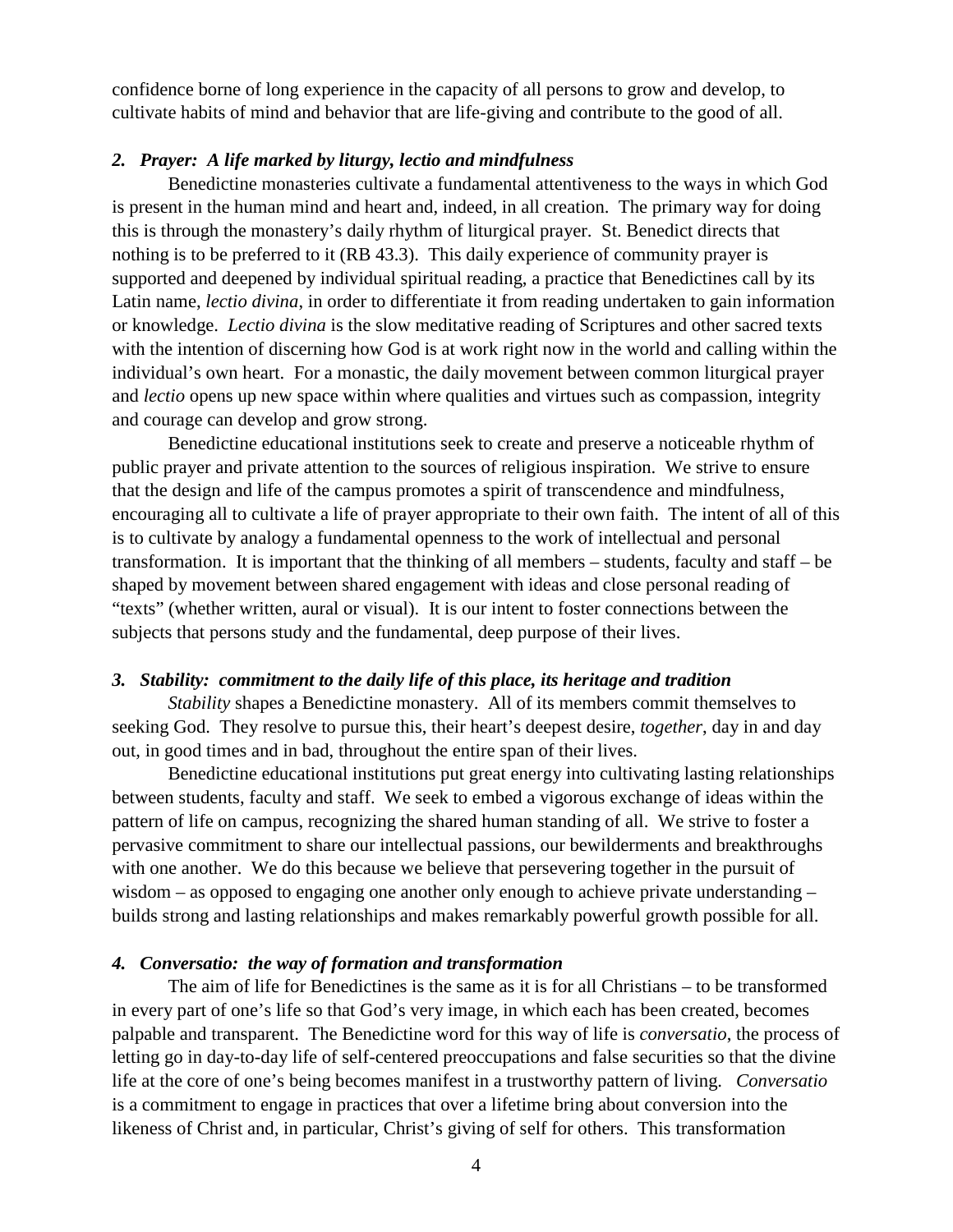confidence borne of long experience in the capacity of all persons to grow and develop, to cultivate habits of mind and behavior that are life-giving and contribute to the good of all.

### *2. Prayer: A life marked by liturgy, lectio and mindfulness*

Benedictine monasteries cultivate a fundamental attentiveness to the ways in which God is present in the human mind and heart and, indeed, in all creation. The primary way for doing this is through the monastery's daily rhythm of liturgical prayer. St. Benedict directs that nothing is to be preferred to it (RB 43.3). This daily experience of community prayer is supported and deepened by individual spiritual reading, a practice that Benedictines call by its Latin name, *lectio divina*, in order to differentiate it from reading undertaken to gain information or knowledge. *Lectio divina* is the slow meditative reading of Scriptures and other sacred texts with the intention of discerning how God is at work right now in the world and calling within the individual's own heart. For a monastic, the daily movement between common liturgical prayer and *lectio* opens up new space within where qualities and virtues such as compassion, integrity and courage can develop and grow strong.

Benedictine educational institutions seek to create and preserve a noticeable rhythm of public prayer and private attention to the sources of religious inspiration. We strive to ensure that the design and life of the campus promotes a spirit of transcendence and mindfulness, encouraging all to cultivate a life of prayer appropriate to their own faith. The intent of all of this is to cultivate by analogy a fundamental openness to the work of intellectual and personal transformation. It is important that the thinking of all members – students, faculty and staff – be shaped by movement between shared engagement with ideas and close personal reading of "texts" (whether written, aural or visual). It is our intent to foster connections between the subjects that persons study and the fundamental, deep purpose of their lives.

### *3. Stability: commitment to the daily life of this place, its heritage and tradition*

*Stability* shapes a Benedictine monastery. All of its members commit themselves to seeking God. They resolve to pursue this, their heart's deepest desire, *together*, day in and day out, in good times and in bad, throughout the entire span of their lives.

Benedictine educational institutions put great energy into cultivating lasting relationships between students, faculty and staff. We seek to embed a vigorous exchange of ideas within the pattern of life on campus, recognizing the shared human standing of all. We strive to foster a pervasive commitment to share our intellectual passions, our bewilderments and breakthroughs with one another. We do this because we believe that persevering together in the pursuit of wisdom – as opposed to engaging one another only enough to achieve private understanding – builds strong and lasting relationships and makes remarkably powerful growth possible for all.

### *4. Conversatio: the way of formation and transformation*

The aim of life for Benedictines is the same as it is for all Christians – to be transformed in every part of one's life so that God's very image, in which each has been created, becomes palpable and transparent. The Benedictine word for this way of life is *conversatio*, the process of letting go in day-to-day life of self-centered preoccupations and false securities so that the divine life at the core of one's being becomes manifest in a trustworthy pattern of living. *Conversatio* is a commitment to engage in practices that over a lifetime bring about conversion into the likeness of Christ and, in particular, Christ's giving of self for others. This transformation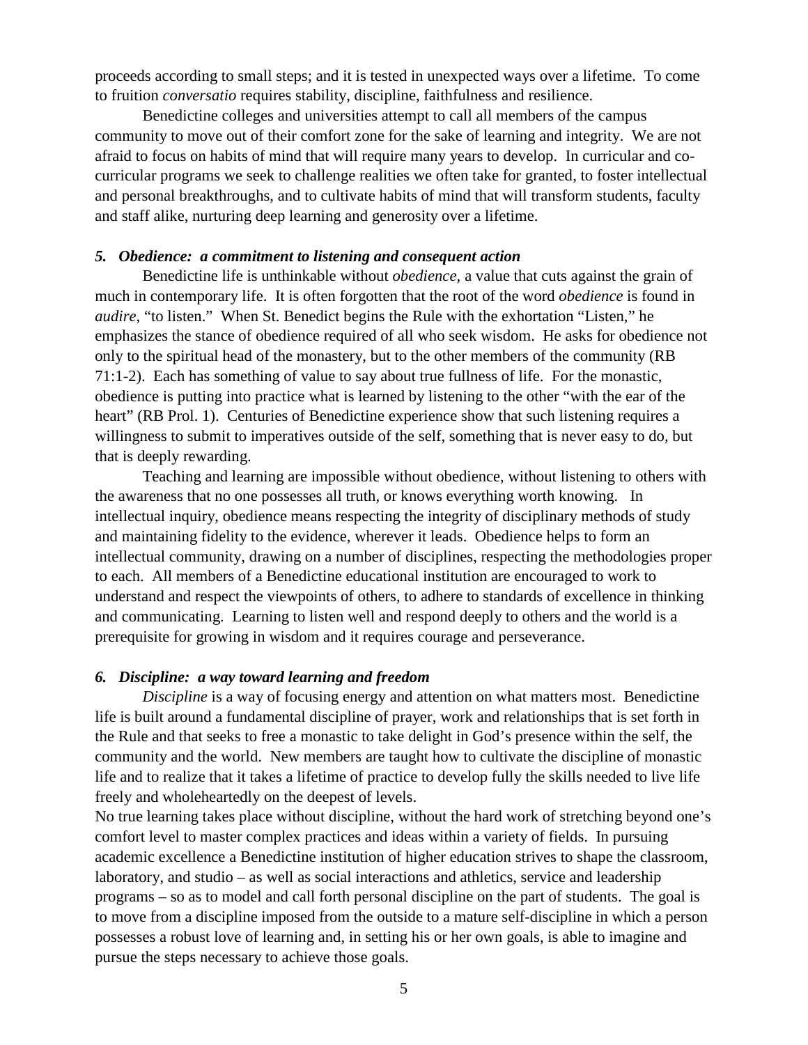proceeds according to small steps; and it is tested in unexpected ways over a lifetime. To come to fruition *conversatio* requires stability, discipline, faithfulness and resilience.

Benedictine colleges and universities attempt to call all members of the campus community to move out of their comfort zone for the sake of learning and integrity. We are not afraid to focus on habits of mind that will require many years to develop. In curricular and co-curricular programs we seek to challenge realities we often take for granted, to foster intellectual and personal breakthroughs, and to cultivate habits of mind that will transform students, faculty and staff alike, nurturing deep learning and generosity over a lifetime.

### *5. Obedience: a commitment to listening and consequent action*

Benedictine life is unthinkable without *obedience,* a value that cuts against the grain of much in contemporary life. It is often forgotten that the root of the word *obedience* is found in *audire*, "to listen." When St. Benedict begins the Rule with the exhortation "Listen," he emphasizes the stance of obedience required of all who seek wisdom. He asks for obedience not only to the spiritual head of the monastery, but to the other members of the community (RB 71:1-2). Each has something of value to say about true fullness of life. For the monastic, obedience is putting into practice what is learned by listening to the other "with the ear of the heart" (RB Prol. 1). Centuries of Benedictine experience show that such listening requires a willingness to submit to imperatives outside of the self, something that is never easy to do, but that is deeply rewarding.

Teaching and learning are impossible without obedience, without listening to others with the awareness that no one possesses all truth, or knows everything worth knowing. In intellectual inquiry, obedience means respecting the integrity of disciplinary methods of study and maintaining fidelity to the evidence, wherever it leads. Obedience helps to form an intellectual community, drawing on a number of disciplines, respecting the methodologies proper to each. All members of a Benedictine educational institution are encouraged to work to understand and respect the viewpoints of others, to adhere to standards of excellence in thinking and communicating. Learning to listen well and respond deeply to others and the world is a prerequisite for growing in wisdom and it requires courage and perseverance.

### *6. Discipline: a way toward learning and freedom*

*Discipline* is a way of focusing energy and attention on what matters most. Benedictine life is built around a fundamental discipline of prayer, work and relationships that is set forth in the Rule and that seeks to free a monastic to take delight in God's presence within the self, the community and the world. New members are taught how to cultivate the discipline of monastic life and to realize that it takes a lifetime of practice to develop fully the skills needed to live life freely and wholeheartedly on the deepest of levels.

No true learning takes place without discipline, without the hard work of stretching beyond one's comfort level to master complex practices and ideas within a variety of fields. In pursuing academic excellence a Benedictine institution of higher education strives to shape the classroom, laboratory, and studio – as well as social interactions and athletics, service and leadership programs – so as to model and call forth personal discipline on the part of students. The goal is to move from a discipline imposed from the outside to a mature self-discipline in which a person possesses a robust love of learning and, in setting his or her own goals, is able to imagine and pursue the steps necessary to achieve those goals.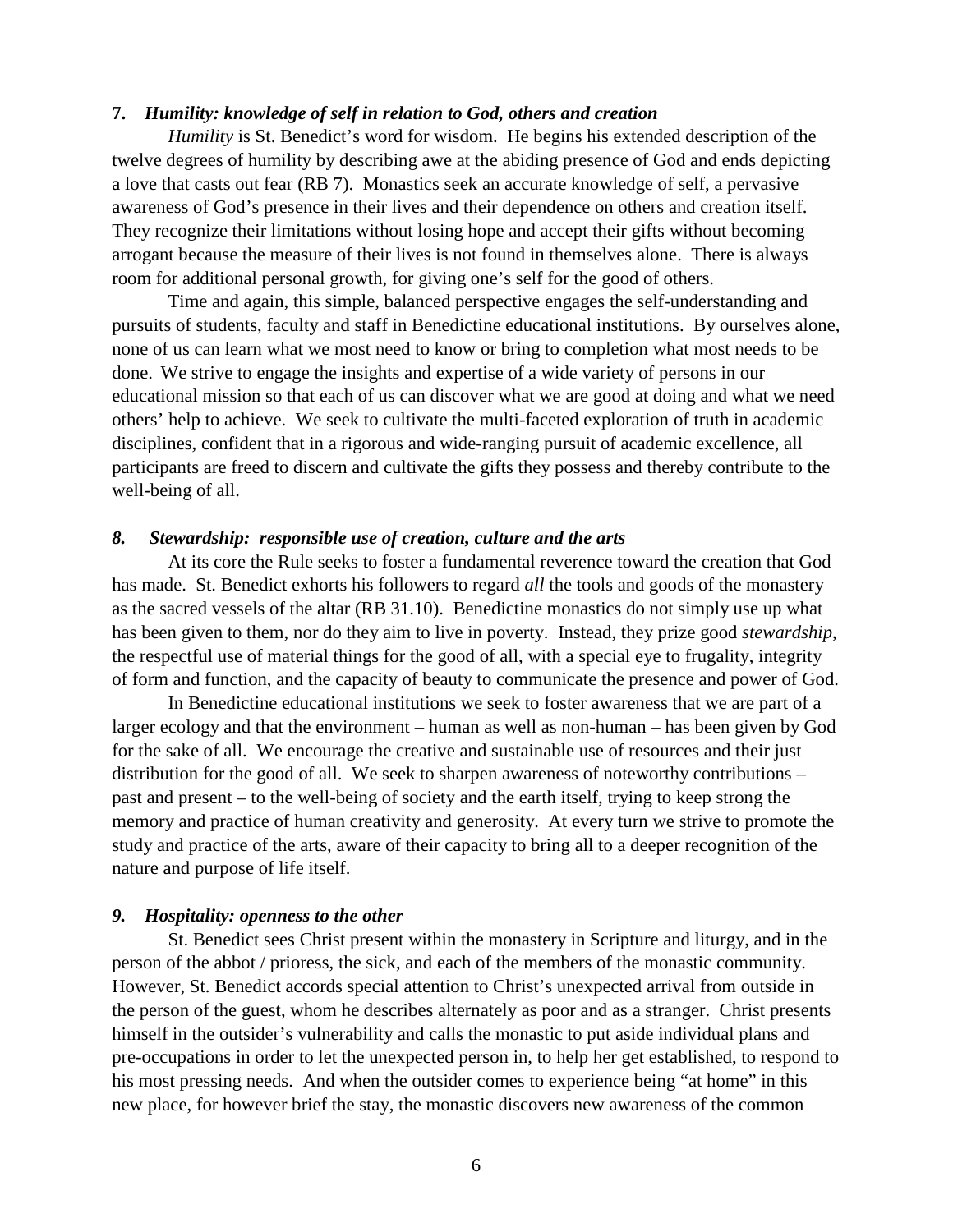### **7.** ***Humility: knowledge of self in relation to God, others and creation***

*Humility* is St. Benedict's word for wisdom. He begins his extended description of the twelve degrees of humility by describing awe at the abiding presence of God and ends depicting a love that casts out fear (RB 7). Monastics seek an accurate knowledge of self, a pervasive awareness of God's presence in their lives and their dependence on others and creation itself. They recognize their limitations without losing hope and accept their gifts without becoming arrogant because the measure of their lives is not found in themselves alone. There is always room for additional personal growth, for giving one's self for the good of others.

Time and again, this simple, balanced perspective engages the self-understanding and pursuits of students, faculty and staff in Benedictine educational institutions. By ourselves alone, none of us can learn what we most need to know or bring to completion what most needs to be done. We strive to engage the insights and expertise of a wide variety of persons in our educational mission so that each of us can discover what we are good at doing and what we need others' help to achieve. We seek to cultivate the multi-faceted exploration of truth in academic disciplines, confident that in a rigorous and wide-ranging pursuit of academic excellence, all participants are freed to discern and cultivate the gifts they possess and thereby contribute to the well-being of all.

### ***8. Stewardship: responsible use of creation, culture and the arts***

At its core the Rule seeks to foster a fundamental reverence toward the creation that God has made. St. Benedict exhorts his followers to regard *all* the tools and goods of the monastery as the sacred vessels of the altar (RB 31.10). Benedictine monastics do not simply use up what has been given to them, nor do they aim to live in poverty. Instead, they prize good *stewardship*, the respectful use of material things for the good of all, with a special eye to frugality, integrity of form and function, and the capacity of beauty to communicate the presence and power of God.

In Benedictine educational institutions we seek to foster awareness that we are part of a larger ecology and that the environment – human as well as non-human – has been given by God for the sake of all. We encourage the creative and sustainable use of resources and their just distribution for the good of all. We seek to sharpen awareness of noteworthy contributions – past and present – to the well-being of society and the earth itself, trying to keep strong the memory and practice of human creativity and generosity. At every turn we strive to promote the study and practice of the arts, aware of their capacity to bring all to a deeper recognition of the nature and purpose of life itself.

### ***9. Hospitality: openness to the other***

St. Benedict sees Christ present within the monastery in Scripture and liturgy, and in the person of the abbot / prioress, the sick, and each of the members of the monastic community. However, St. Benedict accords special attention to Christ's unexpected arrival from outside in the person of the guest, whom he describes alternately as poor and as a stranger. Christ presents himself in the outsider's vulnerability and calls the monastic to put aside individual plans and pre-occupations in order to let the unexpected person in, to help her get established, to respond to his most pressing needs. And when the outsider comes to experience being "at home" in this new place, for however brief the stay, the monastic discovers new awareness of the common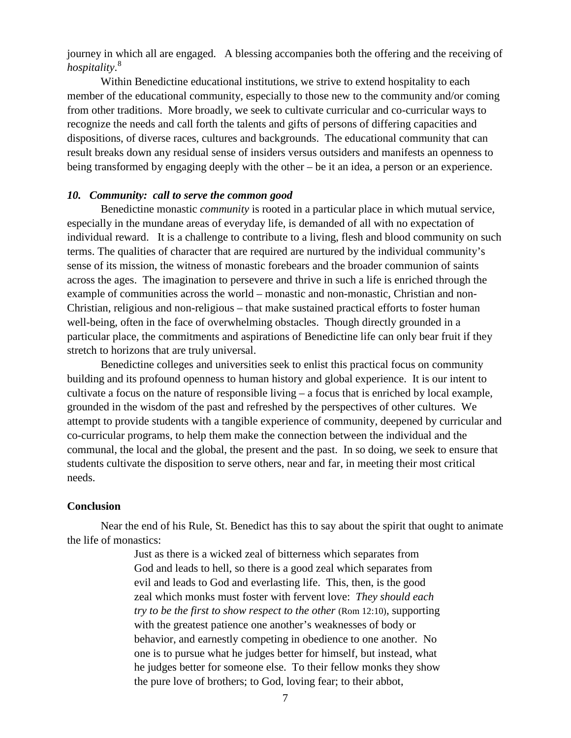journey in which all are engaged. A blessing accompanies both the offering and the receiving of *hospitality*.[8]

Within Benedictine educational institutions, we strive to extend hospitality to each member of the educational community, especially to those new to the community and/or coming from other traditions. More broadly, we seek to cultivate curricular and co-curricular ways to recognize the needs and call forth the talents and gifts of persons of differing capacities and dispositions, of diverse races, cultures and backgrounds. The educational community that can result breaks down any residual sense of insiders versus outsiders and manifests an openness to being transformed by engaging deeply with the other – be it an idea, a person or an experience.

### *10. Community: call to serve the common good*

Benedictine monastic *community* is rooted in a particular place in which mutual service, especially in the mundane areas of everyday life, is demanded of all with no expectation of individual reward. It is a challenge to contribute to a living, flesh and blood community on such terms. The qualities of character that are required are nurtured by the individual community's sense of its mission, the witness of monastic forebears and the broader communion of saints across the ages. The imagination to persevere and thrive in such a life is enriched through the example of communities across the world – monastic and non-monastic, Christian and non-Christian, religious and non-religious – that make sustained practical efforts to foster human well-being, often in the face of overwhelming obstacles. Though directly grounded in a particular place, the commitments and aspirations of Benedictine life can only bear fruit if they stretch to horizons that are truly universal.

Benedictine colleges and universities seek to enlist this practical focus on community building and its profound openness to human history and global experience. It is our intent to cultivate a focus on the nature of responsible living – a focus that is enriched by local example, grounded in the wisdom of the past and refreshed by the perspectives of other cultures. We attempt to provide students with a tangible experience of community, deepened by curricular and co-curricular programs, to help them make the connection between the individual and the communal, the local and the global, the present and the past. In so doing, we seek to ensure that students cultivate the disposition to serve others, near and far, in meeting their most critical needs.

### Conclusion

Near the end of his Rule, St. Benedict has this to say about the spirit that ought to animate the life of monastics:

> Just as there is a wicked zeal of bitterness which separates from God and leads to hell, so there is a good zeal which separates from evil and leads to God and everlasting life. This, then, is the good zeal which monks must foster with fervent love: *They should each try to be the first to show respect to the other* (Rom 12:10), supporting with the greatest patience one another's weaknesses of body or behavior, and earnestly competing in obedience to one another. No one is to pursue what he judges better for himself, but instead, what he judges better for someone else. To their fellow monks they show the pure love of brothers; to God, loving fear; to their abbot,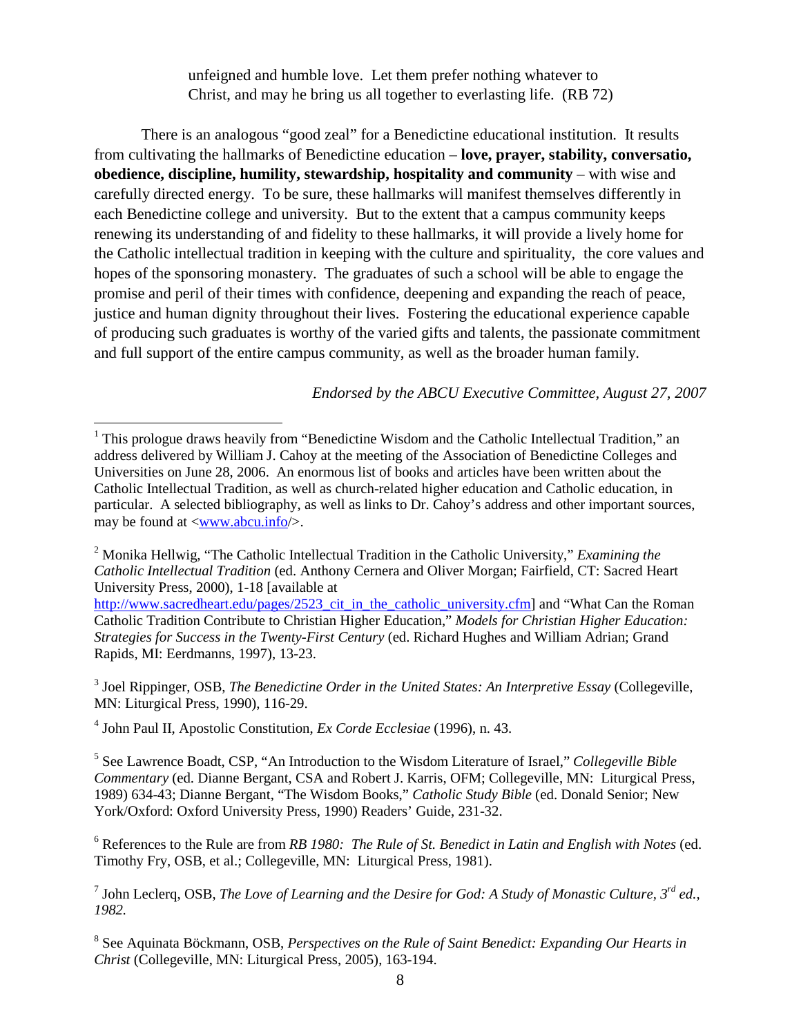> unfeigned and humble love. Let them prefer nothing whatever to Christ, and may he bring us all together to everlasting life. (RB 72)

There is an analogous "good zeal" for a Benedictine educational institution. It results from cultivating the hallmarks of Benedictine education – **love, prayer, stability, conversatio, obedience, discipline, humility, stewardship, hospitality and community** – with wise and carefully directed energy. To be sure, these hallmarks will manifest themselves differently in each Benedictine college and university. But to the extent that a campus community keeps renewing its understanding of and fidelity to these hallmarks, it will provide a lively home for the Catholic intellectual tradition in keeping with the culture and spirituality, the core values and hopes of the sponsoring monastery. The graduates of such a school will be able to engage the promise and peril of their times with confidence, deepening and expanding the reach of peace, justice and human dignity throughout their lives. Fostering the educational experience capable of producing such graduates is worthy of the varied gifts and talents, the passionate commitment and full support of the entire campus community, as well as the broader human family.

*Endorsed by the ABCU Executive Committee, August 27, 2007*

---

[1] This prologue draws heavily from "Benedictine Wisdom and the Catholic Intellectual Tradition," an address delivered by William J. Cahoy at the meeting of the Association of Benedictine Colleges and Universities on June 28, 2006. An enormous list of books and articles have been written about the Catholic Intellectual Tradition, as well as church-related higher education and Catholic education, in particular. A selected bibliography, as well as links to Dr. Cahoy's address and other important sources, may be found at <www.abcu.info/>.

[2] Monika Hellwig, "The Catholic Intellectual Tradition in the Catholic University," *Examining the Catholic Intellectual Tradition* (ed. Anthony Cernera and Oliver Morgan; Fairfield, CT: Sacred Heart University Press, 2000), 1-18 [available at http://www.sacredheart.edu/pages/2523_cit_in_the_catholic_university.cfm] and "What Can the Roman Catholic Tradition Contribute to Christian Higher Education," *Models for Christian Higher Education: Strategies for Success in the Twenty-First Century* (ed. Richard Hughes and William Adrian; Grand Rapids, MI: Eerdmanns, 1997), 13-23.

[3] Joel Rippinger, OSB, *The Benedictine Order in the United States: An Interpretive Essay* (Collegeville, MN: Liturgical Press, 1990), 116-29.

[4] John Paul II, Apostolic Constitution, *Ex Corde Ecclesiae* (1996), n. 43.

[5] See Lawrence Boadt, CSP, "An Introduction to the Wisdom Literature of Israel," *Collegeville Bible Commentary* (ed. Dianne Bergant, CSA and Robert J. Karris, OFM; Collegeville, MN: Liturgical Press, 1989) 634-43; Dianne Bergant, "The Wisdom Books," *Catholic Study Bible* (ed. Donald Senior; New York/Oxford: Oxford University Press, 1990) Readers' Guide, 231-32.

[6] References to the Rule are from *RB 1980: The Rule of St. Benedict in Latin and English with Notes* (ed. Timothy Fry, OSB, et al.; Collegeville, MN: Liturgical Press, 1981).

[7] John Leclerq, OSB, *The Love of Learning and the Desire for God: A Study of Monastic Culture, 3rd ed., 1982.*

[8] See Aquinata Böckmann, OSB, *Perspectives on the Rule of Saint Benedict: Expanding Our Hearts in Christ* (Collegeville, MN: Liturgical Press, 2005), 163-194.